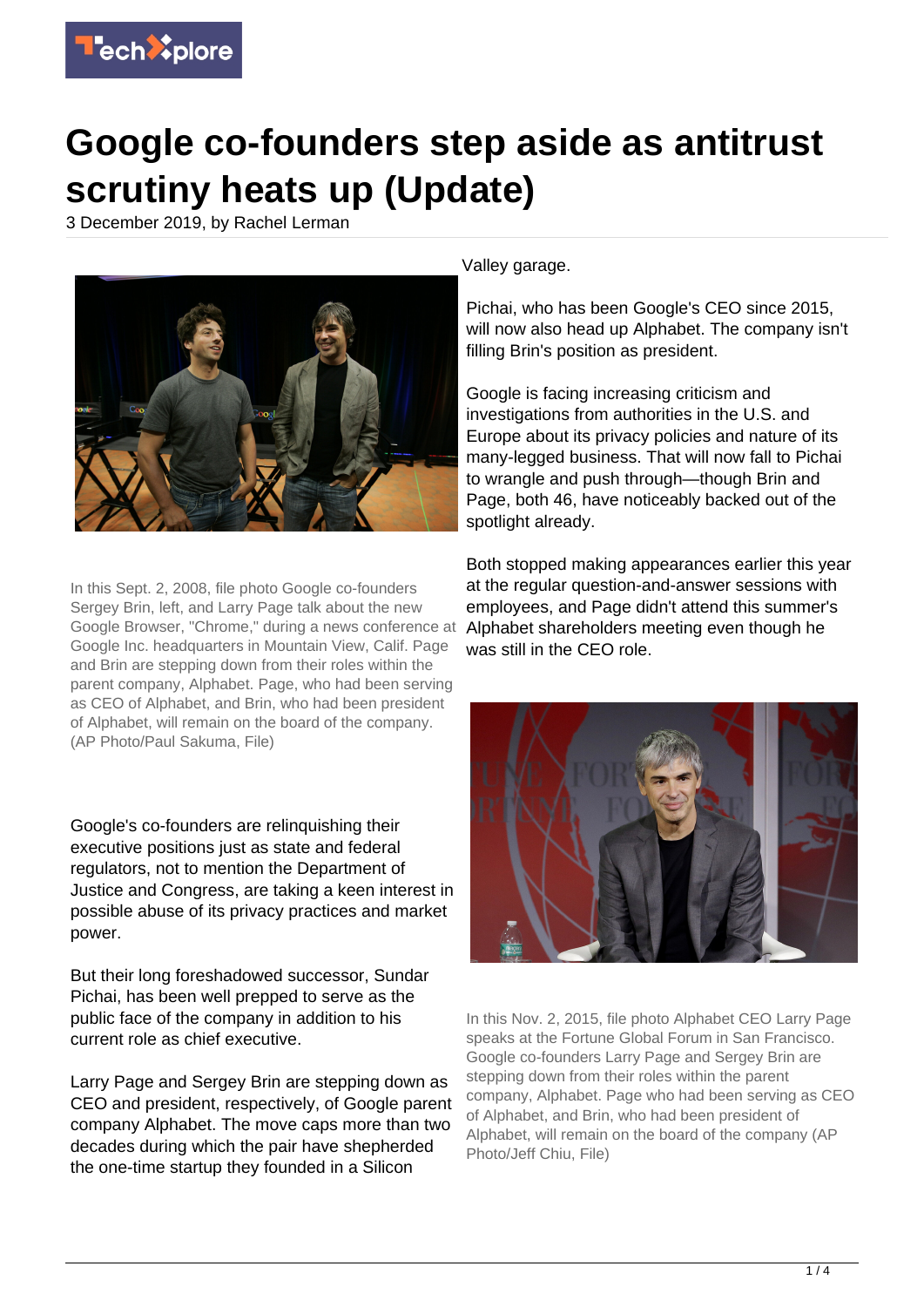# Google co-founders step aside as antitrust scrutiny heats up (Update)

3 December 2019, by Rachel Lerman

In this Sept. 2, 2008, file photo Google co-founders Sergey Brin, left, and Larry Page talk about the new Google Browser, "Chrome," during a news conference at Google Inc. headquarters in Mountain View, Calif. Page and Brin are stepping down from their roles within the parent company, Alphabet. Page, who had been serving as CEO of Alphabet, and Brin, who had been president of Alphabet, will remain on the board of the company. (AP Photo/Paul Sakuma, File)

Google's co-founders are relinquishing their executive positions just as state and federal regulators, not to mention the Department of Justice and Congress, are taking a keen interest in possible abuse of its privacy practices and market power.

But their long foreshadowed successor, Sundar Pichai, has been well prepped to serve as the public face of the company in addition to his current role as chief executive.

Larry Page and Sergey Brin are stepping down as CEO and president, respectively, of Google parent company Alphabet. The move caps more than two decades during which the pair have shepherded the one-time startup they founded in a Silicon Valley garage.

Pichai, who has been Google's CEO since 2015, will now also head up Alphabet. The company isn't filling Brin's position as president.

Google is facing increasing criticism and investigations from authorities in the U.S. and Europe about its privacy policies and nature of its many-legged business. That will now fall to Pichai to wrangle and push through—though Brin and Page, both 46, have noticeably backed out of the spotlight already.

Both stopped making appearances earlier this year at the regular question-and-answer sessions with employees, and Page didn't attend this summer's Alphabet shareholders meeting even though he was still in the CEO role.

In this Nov. 2, 2015, file photo Alphabet CEO Larry Page speaks at the Fortune Global Forum in San Francisco. Google co-founders Larry Page and Sergey Brin are stepping down from their roles within the parent company, Alphabet. Page who had been serving as CEO of Alphabet, and Brin, who had been president of Alphabet, will remain on the board of the company (AP Photo/Jeff Chiu, File)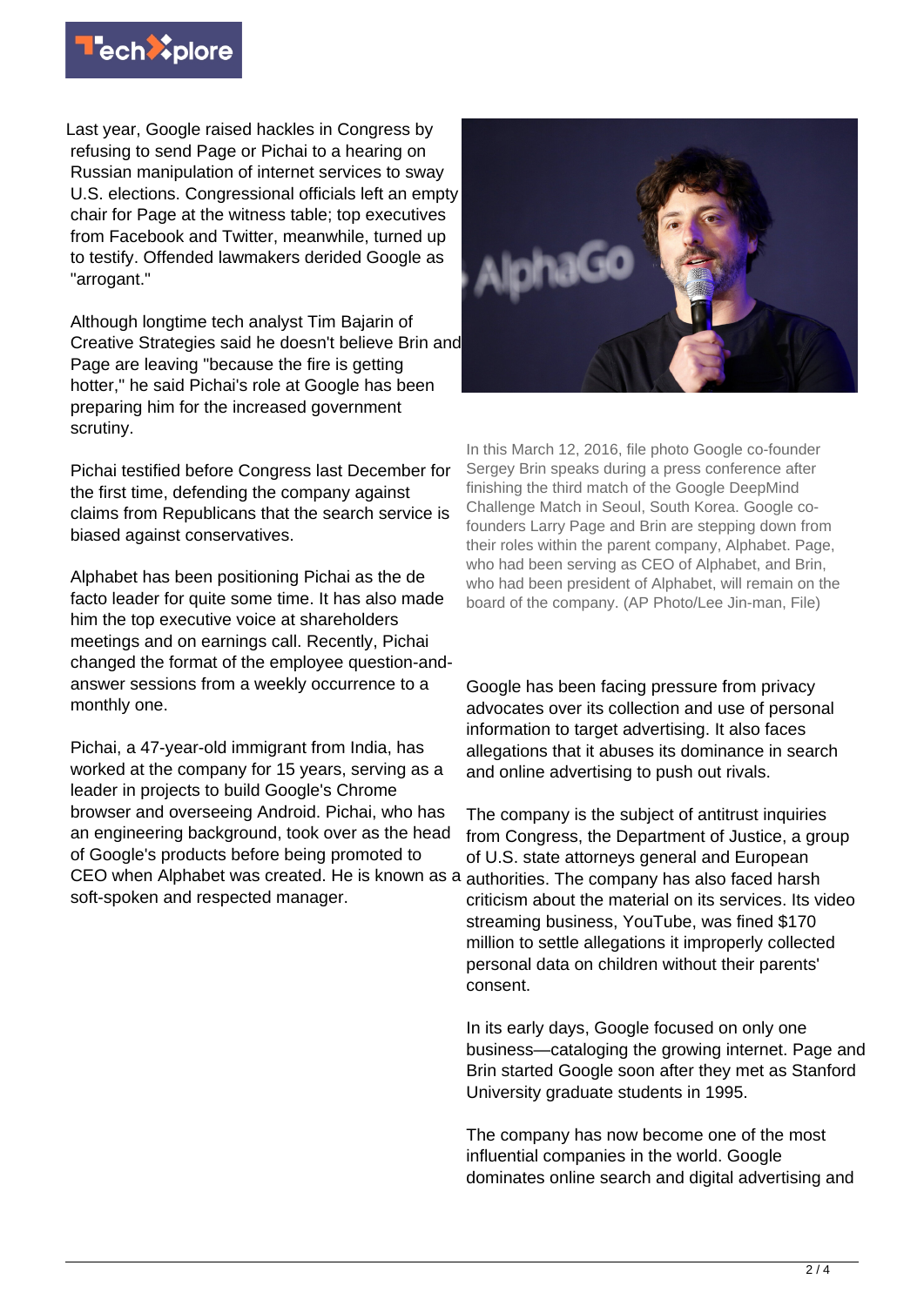Last year, Google raised hackles in Congress by refusing to send Page or Pichai to a hearing on Russian manipulation of internet services to sway U.S. elections. Congressional officials left an empty chair for Page at the witness table; top executives from Facebook and Twitter, meanwhile, turned up to testify. Offended lawmakers derided Google as "arrogant."

Although longtime tech analyst Tim Bajarin of Creative Strategies said he doesn't believe Brin and Page are leaving "because the fire is getting hotter," he said Pichai's role at Google has been preparing him for the increased government scrutiny.

Pichai testified before Congress last December for the first time, defending the company against claims from Republicans that the search service is biased against conservatives.

Alphabet has been positioning Pichai as the de facto leader for quite some time. It has also made him the top executive voice at shareholders meetings and on earnings call. Recently, Pichai changed the format of the employee question-and-answer sessions from a weekly occurrence to a monthly one.

Pichai, a 47-year-old immigrant from India, has worked at the company for 15 years, serving as a leader in projects to build Google's Chrome browser and overseeing Android. Pichai, who has an engineering background, took over as the head of Google's products before being promoted to CEO when Alphabet was created. He is known as a soft-spoken and respected manager.

In this March 12, 2016, file photo Google co-founder Sergey Brin speaks during a press conference after finishing the third match of the Google DeepMind Challenge Match in Seoul, South Korea. Google co-founders Larry Page and Brin are stepping down from their roles within the parent company, Alphabet. Page, who had been serving as CEO of Alphabet, and Brin, who had been president of Alphabet, will remain on the board of the company. (AP Photo/Lee Jin-man, File)

Google has been facing pressure from privacy advocates over its collection and use of personal information to target advertising. It also faces allegations that it abuses its dominance in search and online advertising to push out rivals.

The company is the subject of antitrust inquiries from Congress, the Department of Justice, a group of U.S. state attorneys general and European authorities. The company has also faced harsh criticism about the material on its services. Its video streaming business, YouTube, was fined $170 million to settle allegations it improperly collected personal data on children without their parents' consent.

In its early days, Google focused on only one business—cataloging the growing internet. Page and Brin started Google soon after they met as Stanford University graduate students in 1995.

The company has now become one of the most influential companies in the world. Google dominates online search and digital advertising and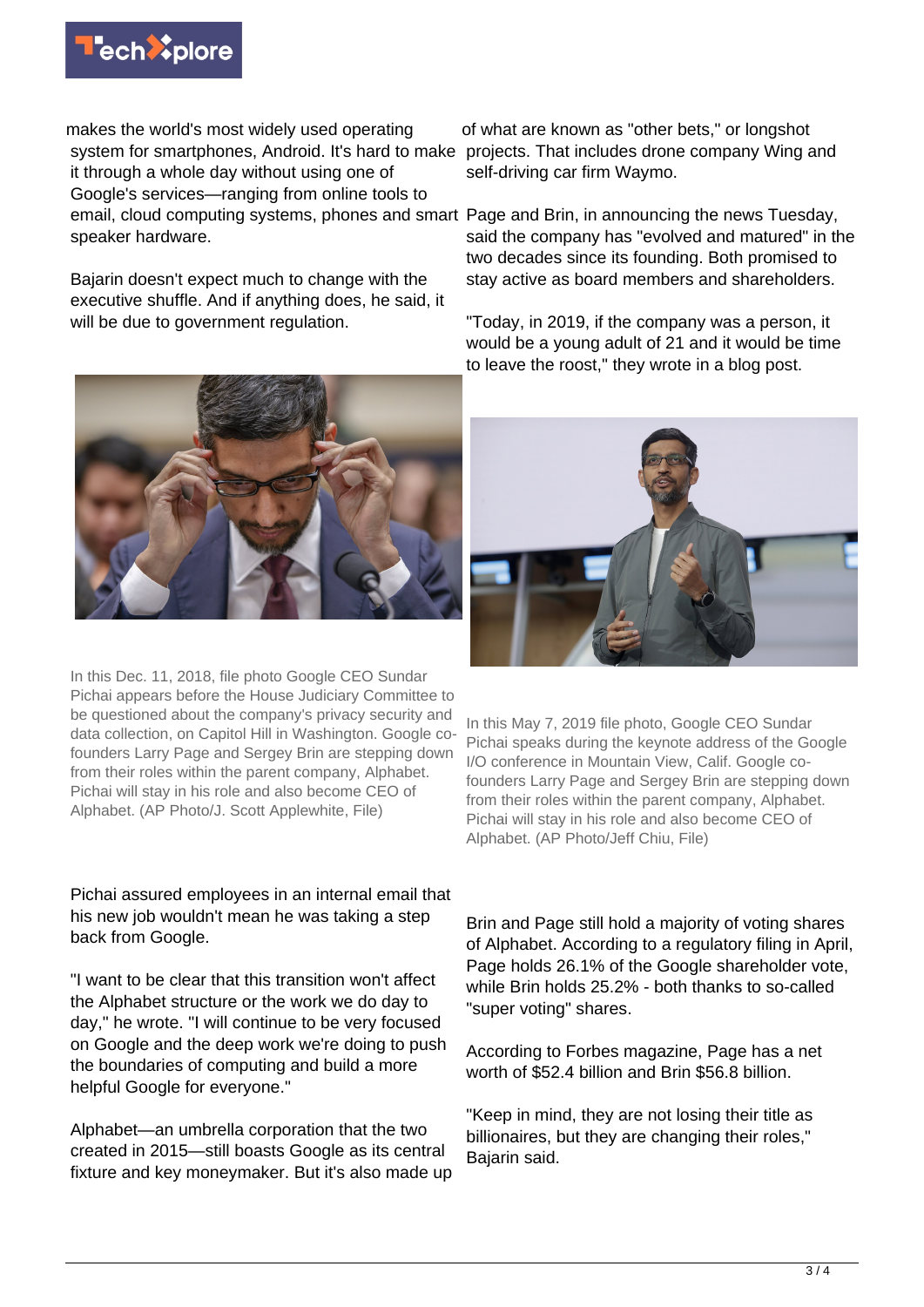makes the world's most widely used operating system for smartphones, Android. It's hard to make it through a whole day without using one of Google's services—ranging from online tools to email, cloud computing systems, phones and smart speaker hardware.

Bajarin doesn't expect much to change with the executive shuffle. And if anything does, he said, it will be due to government regulation.

In this Dec. 11, 2018, file photo Google CEO Sundar Pichai appears before the House Judiciary Committee to be questioned about the company's privacy security and data collection, on Capitol Hill in Washington. Google co-founders Larry Page and Sergey Brin are stepping down from their roles within the parent company, Alphabet. Pichai will stay in his role and also become CEO of Alphabet. (AP Photo/J. Scott Applewhite, File)

Pichai assured employees in an internal email that his new job wouldn't mean he was taking a step back from Google.

"I want to be clear that this transition won't affect the Alphabet structure or the work we do day to day," he wrote. "I will continue to be very focused on Google and the deep work we're doing to push the boundaries of computing and build a more helpful Google for everyone."

Alphabet—an umbrella corporation that the two created in 2015—still boasts Google as its central fixture and key moneymaker. But it's also made up of what are known as "other bets," or longshot projects. That includes drone company Wing and self-driving car firm Waymo.

Page and Brin, in announcing the news Tuesday, said the company has "evolved and matured" in the two decades since its founding. Both promised to stay active as board members and shareholders.

"Today, in 2019, if the company was a person, it would be a young adult of 21 and it would be time to leave the roost," they wrote in a blog post.

In this May 7, 2019 file photo, Google CEO Sundar Pichai speaks during the keynote address of the Google I/O conference in Mountain View, Calif. Google co-founders Larry Page and Sergey Brin are stepping down from their roles within the parent company, Alphabet. Pichai will stay in his role and also become CEO of Alphabet. (AP Photo/Jeff Chiu, File)

Brin and Page still hold a majority of voting shares of Alphabet. According to a regulatory filing in April, Page holds 26.1% of the Google shareholder vote, while Brin holds 25.2% - both thanks to so-called "super voting" shares.

According to Forbes magazine, Page has a net worth of $52.4 billion and Brin $56.8 billion.

"Keep in mind, they are not losing their title as billionaires, but they are changing their roles," Bajarin said.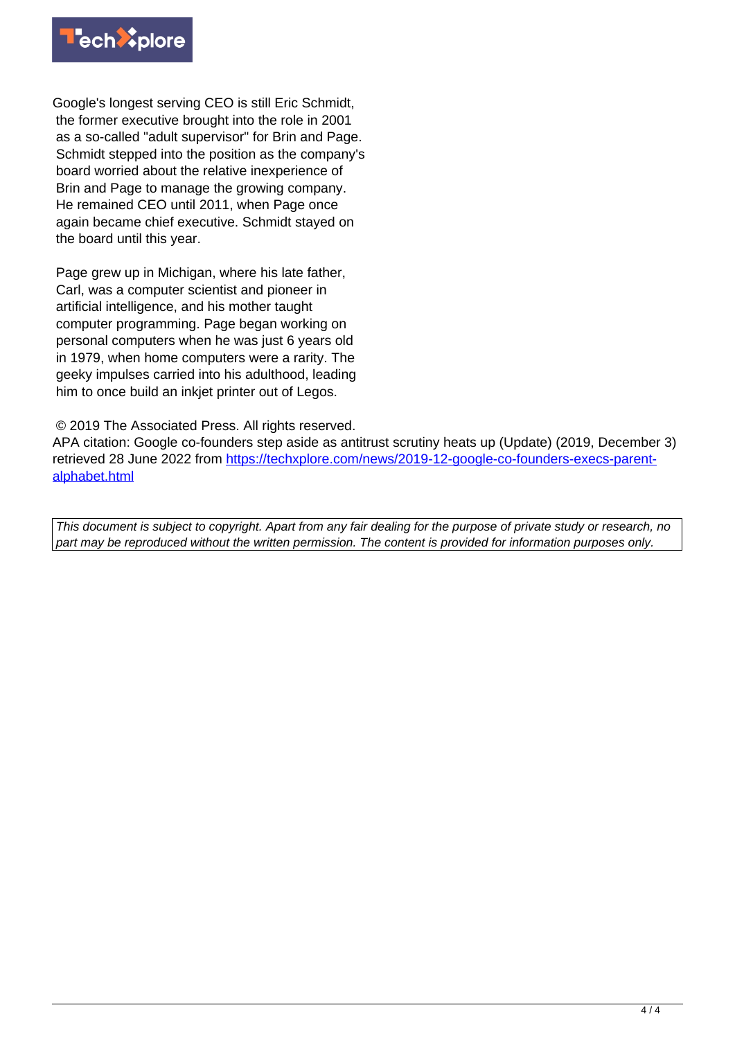Google's longest serving CEO is still Eric Schmidt, the former executive brought into the role in 2001 as a so-called "adult supervisor" for Brin and Page. Schmidt stepped into the position as the company's board worried about the relative inexperience of Brin and Page to manage the growing company. He remained CEO until 2011, when Page once again became chief executive. Schmidt stayed on the board until this year.

Page grew up in Michigan, where his late father, Carl, was a computer scientist and pioneer in artificial intelligence, and his mother taught computer programming. Page began working on personal computers when he was just 6 years old in 1979, when home computers were a rarity. The geeky impulses carried into his adulthood, leading him to once build an inkjet printer out of Legos.

© 2019 The Associated Press. All rights reserved.

APA citation: Google co-founders step aside as antitrust scrutiny heats up (Update) (2019, December 3) retrieved 28 June 2022 from [https://techxplore.com/news/2019-12-google-co-founders-execs-parent-alphabet.html](https://techxplore.com/news/2019-12-google-co-founders-execs-parent-alphabet.html)

*This document is subject to copyright. Apart from any fair dealing for the purpose of private study or research, no part may be reproduced without the written permission. The content is provided for information purposes only.*